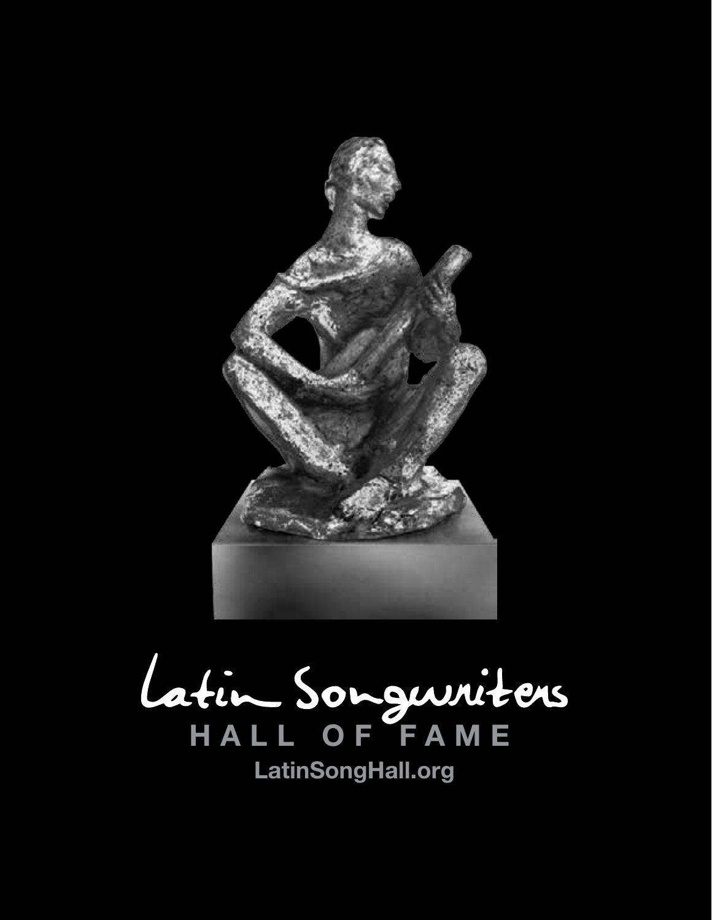# Latin Songwriters

## HALL OF FAME

LatinSongHall.org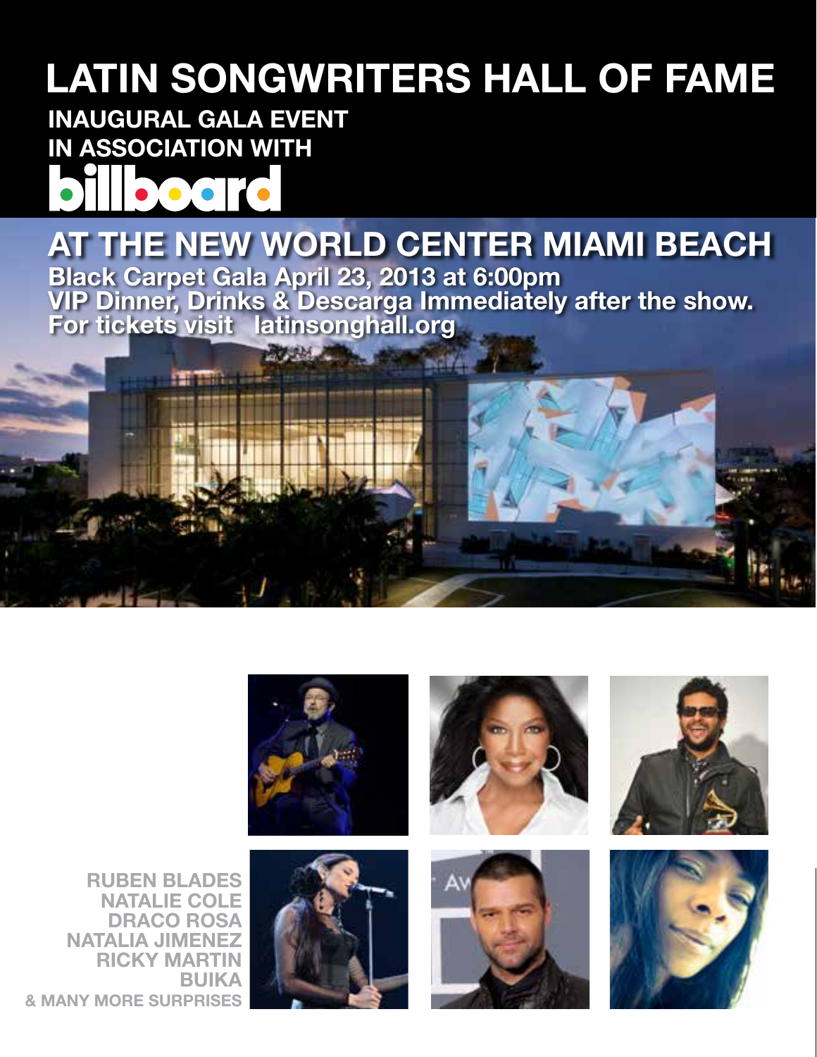# LATIN SONGWRITERS HALL OF FAME

## INAUGURAL GALA EVENT IN ASSOCIATION WITH billboard

## AT THE NEW WORLD CENTER MIAMI BEACH

**Black Carpet Gala April 23, 2013 at 6:00pm**
**VIP Dinner, Drinks & Descarga Immediately after the show.**
**For tickets visit latinsonghall.org**

RUBEN BLADES
NATALIE COLE
DRACO ROSA
NATALIA JIMENEZ
RICKY MARTIN
BUIKA
& MANY MORE SURPRISES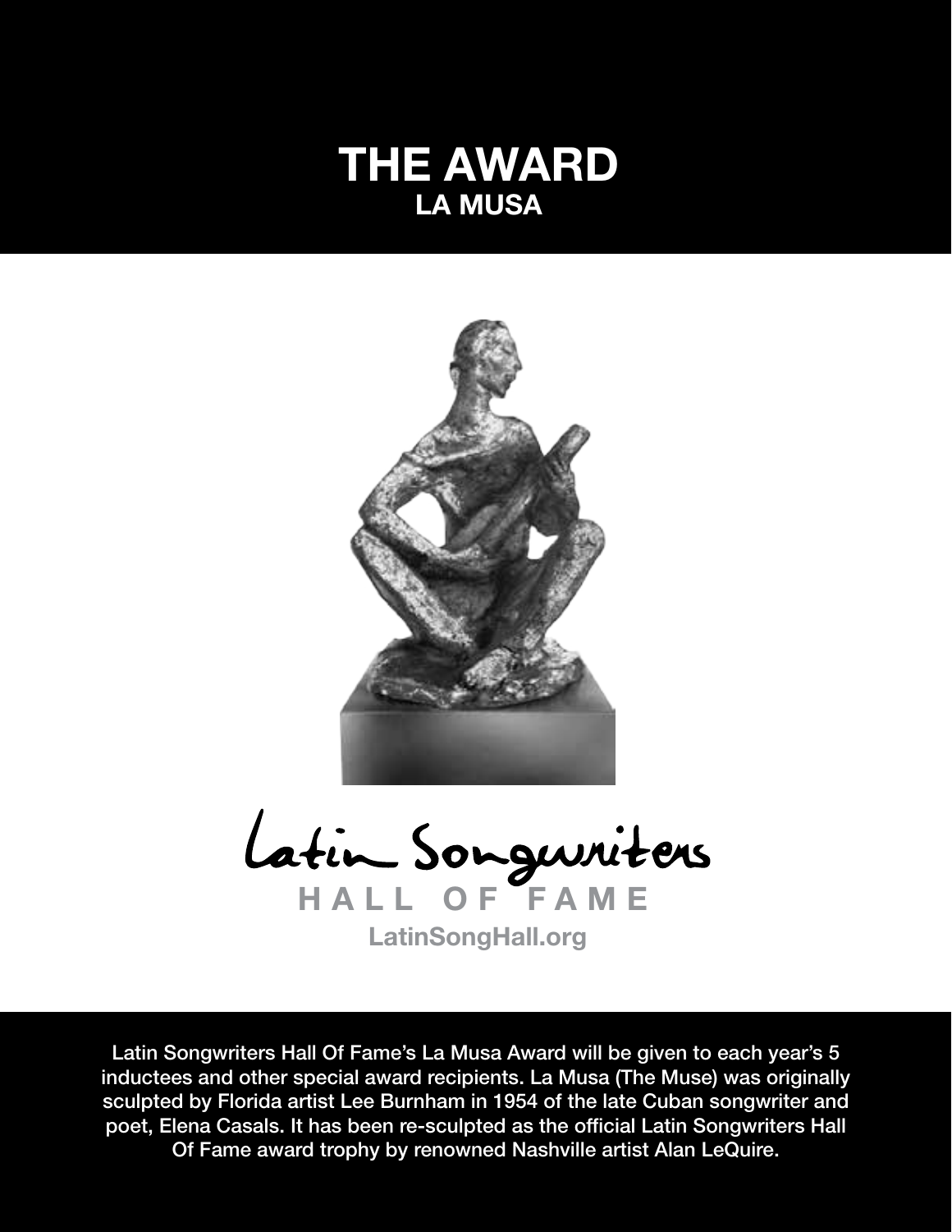# THE AWARD

## LA MUSA

Latin Songwriters

HALL OF FAME

LatinSongHall.org

Latin Songwriters Hall Of Fame's La Musa Award will be given to each year's 5 inductees and other special award recipients. La Musa (The Muse) was originally sculpted by Florida artist Lee Burnham in 1954 of the late Cuban songwriter and poet, Elena Casals. It has been re-sculpted as the official Latin Songwriters Hall Of Fame award trophy by renowned Nashville artist Alan LeQuire.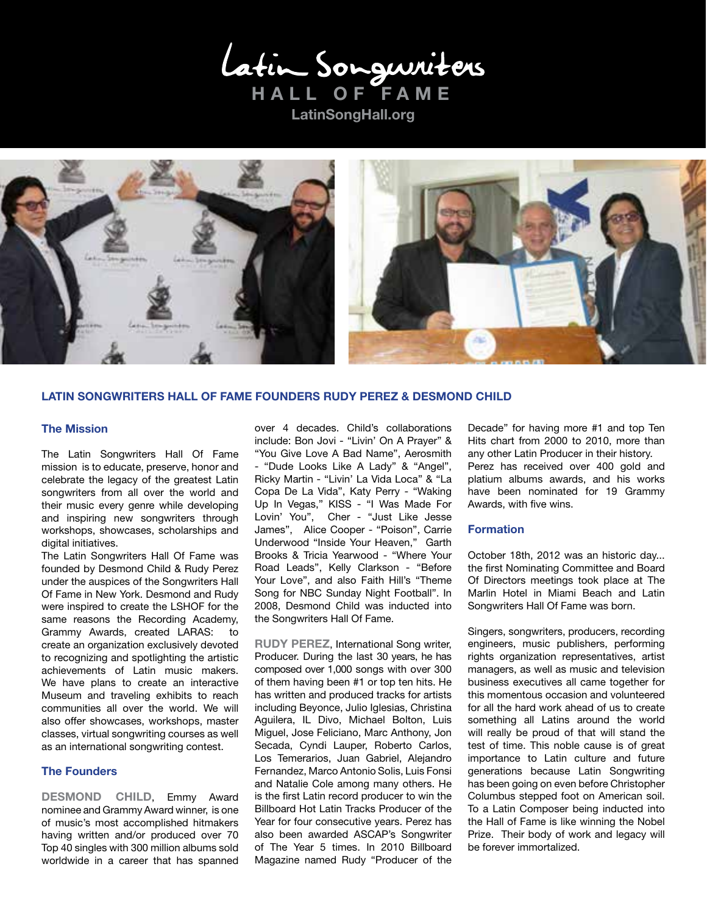# Latin Songwriters HALL OF FAME

LatinSongHall.org

## LATIN SONGWRITERS HALL OF FAME FOUNDERS RUDY PEREZ & DESMOND CHILD

### The Mission

The Latin Songwriters Hall Of Fame mission is to educate, preserve, honor and celebrate the legacy of the greatest Latin songwriters from all over the world and their music every genre while developing and inspiring new songwriters through workshops, showcases, scholarships and digital initiatives.

The Latin Songwriters Hall Of Fame was founded by Desmond Child & Rudy Perez under the auspices of the Songwriters Hall Of Fame in New York. Desmond and Rudy were inspired to create the LSHOF for the same reasons the Recording Academy, Grammy Awards, created LARAS: to create an organization exclusively devoted to recognizing and spotlighting the artistic achievements of Latin music makers. We have plans to create an interactive Museum and traveling exhibits to reach communities all over the world. We will also offer showcases, workshops, master classes, virtual songwriting courses as well as an international songwriting contest.

### The Founders

**DESMOND CHILD**, Emmy Award nominee and Grammy Award winner, is one of music's most accomplished hitmakers having written and/or produced over 70 Top 40 singles with 300 million albums sold worldwide in a career that has spanned over 4 decades. Child's collaborations include: Bon Jovi - "Livin' On A Prayer" & "You Give Love A Bad Name", Aerosmith - "Dude Looks Like A Lady" & "Angel", Ricky Martin - "Livin' La Vida Loca" & "La Copa De La Vida", Katy Perry - "Waking Up In Vegas," KISS - "I Was Made For Lovin' You", Cher - "Just Like Jesse James", Alice Cooper - "Poison", Carrie Underwood "Inside Your Heaven," Garth Brooks & Tricia Yearwood - "Where Your Road Leads", Kelly Clarkson - "Before Your Love", and also Faith Hill's "Theme Song for NBC Sunday Night Football". In 2008, Desmond Child was inducted into the Songwriters Hall Of Fame.

**RUDY PEREZ**, International Song writer, Producer. During the last 30 years, he has composed over 1,000 songs with over 300 of them having been #1 or top ten hits. He has written and produced tracks for artists including Beyonce, Julio Iglesias, Christina Aguilera, IL Divo, Michael Bolton, Luis Miguel, Jose Feliciano, Marc Anthony, Jon Secada, Cyndi Lauper, Roberto Carlos, Los Temerarios, Juan Gabriel, Alejandro Fernandez, Marco Antonio Solis, Luis Fonsi and Natalie Cole among many others. He is the first Latin record producer to win the Billboard Hot Latin Tracks Producer of the Year for four consecutive years. Perez has also been awarded ASCAP's Songwriter of The Year 5 times. In 2010 Billboard Magazine named Rudy "Producer of the Decade" for having more #1 and top Ten Hits chart from 2000 to 2010, more than any other Latin Producer in their history. Perez has received over 400 gold and platium albums awards, and his works have been nominated for 19 Grammy Awards, with five wins.

### Formation

October 18th, 2012 was an historic day... the first Nominating Committee and Board Of Directors meetings took place at The Marlin Hotel in Miami Beach and Latin Songwriters Hall Of Fame was born.

Singers, songwriters, producers, recording engineers, music publishers, performing rights organization representatives, artist managers, as well as music and television business executives all came together for this momentous occasion and volunteered for all the hard work ahead of us to create something all Latins around the world will really be proud of that will stand the test of time. This noble cause is of great importance to Latin culture and future generations because Latin Songwriting has been going on even before Christopher Columbus stepped foot on American soil. To a Latin Composer being inducted into the Hall of Fame is like winning the Nobel Prize. Their body of work and legacy will be forever immortalized.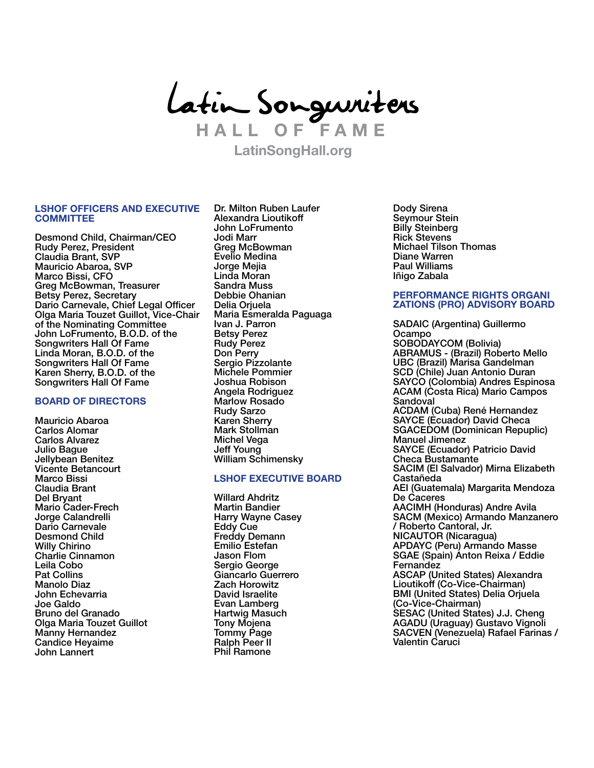# Latin Songwriters

## HALL OF FAME

LatinSongHall.org

### LSHOF OFFICERS AND EXECUTIVE COMMITTEE

Desmond Child, Chairman/CEO
Rudy Perez, President
Claudia Brant, SVP
Mauricio Abaroa, SVP
Marco Bissi, CFO
Greg McBowman, Treasurer
Betsy Perez, Secretary
Dario Carnevale, Chief Legal Officer
Olga Maria Touzet Guillot, Vice-Chair of the Nominating Committee
John LoFrumento, B.O.D. of the Songwriters Hall Of Fame
Linda Moran, B.O.D. of the Songwriters Hall Of Fame
Karen Sherry, B.O.D. of the Songwriters Hall Of Fame

### BOARD OF DIRECTORS

Mauricio Abaroa
Carlos Alomar
Carlos Alvarez
Julio Bague
Jellybean Benitez
Vicente Betancourt
Marco Bissi
Claudia Brant
Del Bryant
Mario Cader-Frech
Jorge Calandrelli
Dario Carnevale
Desmond Child
Willy Chirino
Charlie Cinnamon
Leila Cobo
Pat Collins
Manolo Diaz
John Echevarria
Joe Galdo
Bruno del Granado
Olga Maria Touzet Guillot
Manny Hernandez
Candice Heyaime
John Lannert
Dr. Milton Ruben Laufer
Alexandra Lioutikoff
John LoFrumento
Jodi Marr
Greg McBowman
Evelio Medina
Jorge Mejia
Linda Moran
Sandra Muss
Debbie Ohanian
Delia Orjuela
Maria Esmeralda Paguaga
Ivan J. Parron
Betsy Perez
Rudy Perez
Don Perry
Sergio Pizzolante
Michele Pommier
Joshua Robison
Angela Rodriguez
Marlow Rosado
Rudy Sarzo
Karen Sherry
Mark Stollman
Michel Vega
Jeff Young
William Schimensky

### LSHOF EXECUTIVE BOARD

Willard Ahdritz
Martin Bandier
Harry Wayne Casey
Eddy Cue
Freddy Demann
Emilio Estefan
Jason Flom
Sergio George
Giancarlo Guerrero
Zach Horowitz
David Israelite
Evan Lamberg
Hartwig Masuch
Tony Mojena
Tommy Page
Ralph Peer II
Phil Ramone
Dody Sirena
Seymour Stein
Billy Steinberg
Rick Stevens
Michael Tilson Thomas
Diane Warren
Paul Williams
Iñigo Zabala

### PERFORMANCE RIGHTS ORGANIZATIONS (PRO) ADVISORY BOARD

SADAIC (Argentina) Guillermo Ocampo
SOBODAYCOM (Bolivia)
ABRAMUS - (Brazil) Roberto Mello
UBC (Brazil) Marisa Gandelman
SCD (Chile) Juan Antonio Duran
SAYCO (Colombia) Andres Espinosa
ACAM (Costa Rica) Mario Campos Sandoval
ACDAM (Cuba) René Hernandez
SAYCE (Ecuador) David Checa
SGACEDOM (Dominican Repuplic) Manuel Jimenez
SAYCE (Ecuador) Patricio David Checa Bustamante
SACIM (El Salvador) Mirna Elizabeth Castañeda
AEI (Guatemala) Margarita Mendoza De Caceres
AACIMH (Honduras) Andre Avila
SACM (Mexico) Armando Manzanero / Roberto Cantoral, Jr.
NICAUTOR (Nicaragua)
APDAYC (Peru) Armando Masse
SGAE (Spain) Anton Reixa / Eddie Fernandez
ASCAP (United States) Alexandra Lioutikoff (Co-Vice-Chairman)
BMI (United States) Delia Orjuela (Co-Vice-Chairman)
SESAC (United States) J.J. Cheng
AGADU (Uraguay) Gustavo Vignoli
SACVEN (Venezuela) Rafael Farinas / Valentin Caruci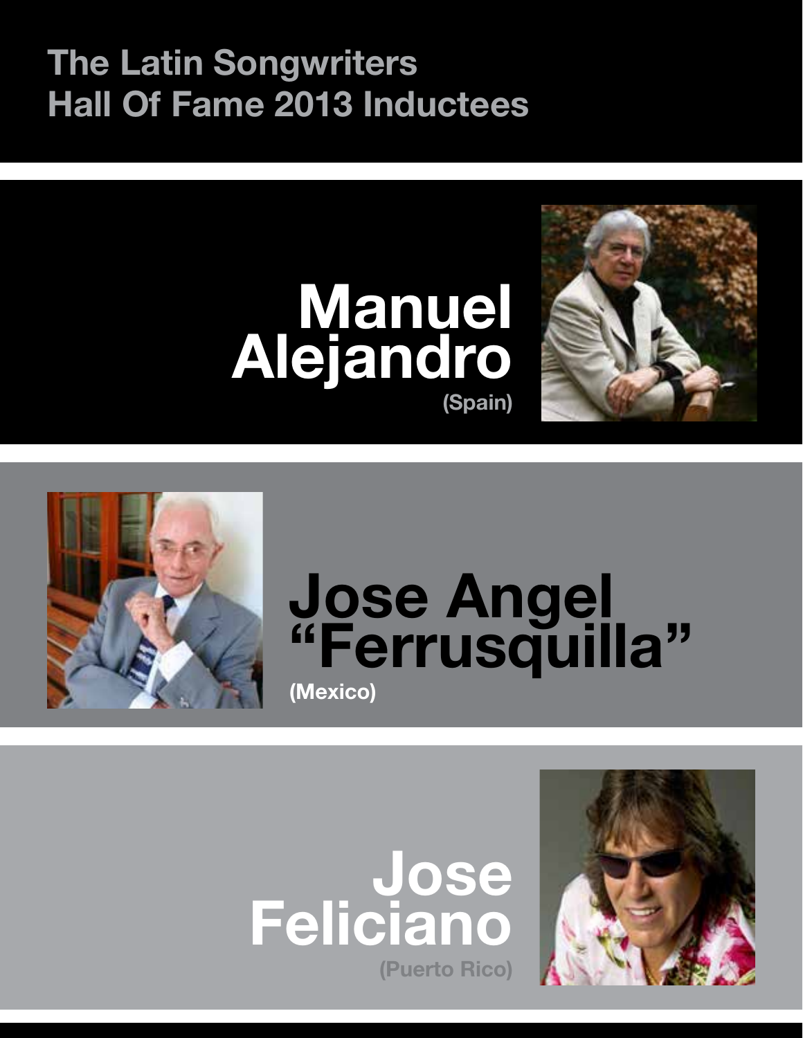# The Latin Songwriters Hall Of Fame 2013 Inductees

## Manuel Alejandro

(Spain)

## Jose Angel "Ferrusquilla"

(Mexico)

## Jose Feliciano

(Puerto Rico)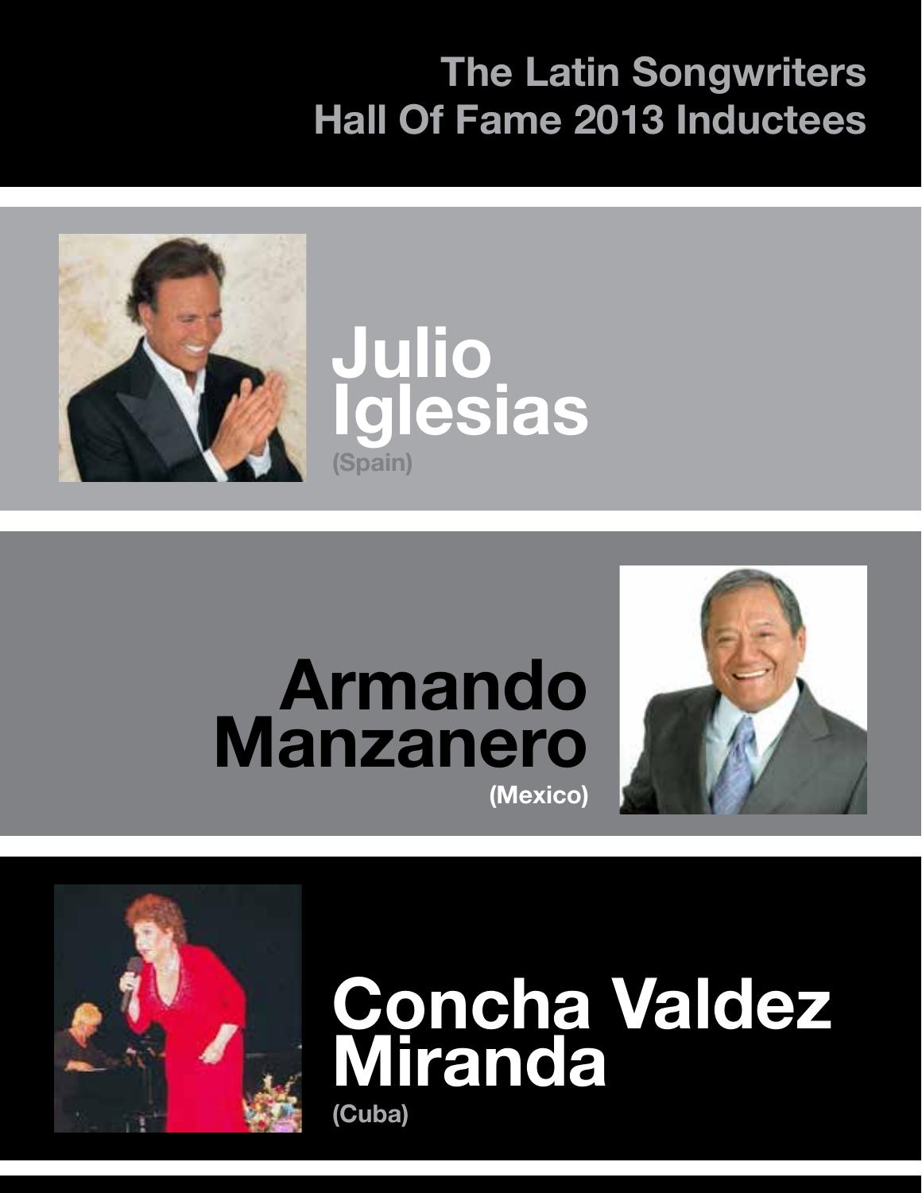# The Latin Songwriters Hall Of Fame 2013 Inductees

## Julio Iglesias
(Spain)

## Armando Manzanero
(Mexico)

## Concha Valdez Miranda
(Cuba)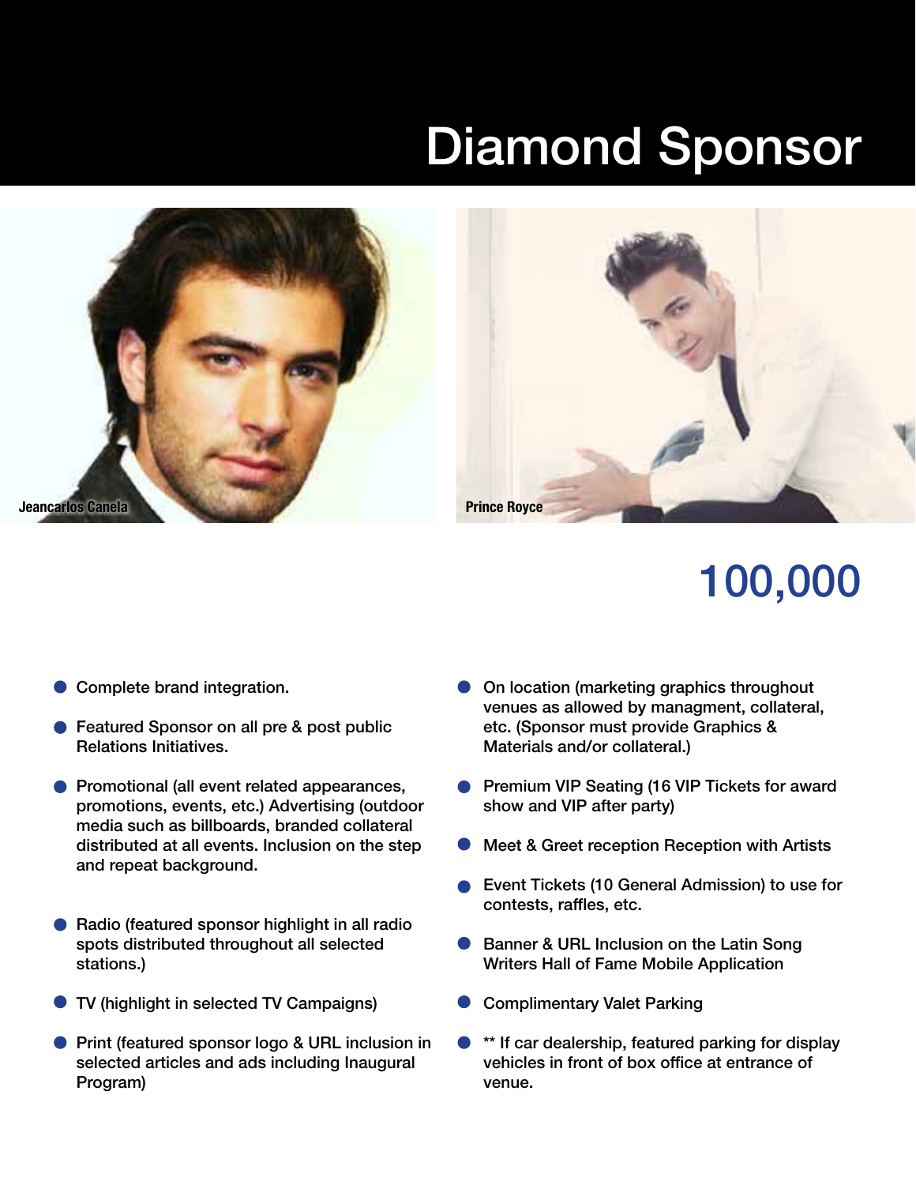# Diamond Sponsor

Jeancarlos Canela

Prince Royce

## 100,000

- Complete brand integration.
- Featured Sponsor on all pre & post public Relations Initiatives.
- Promotional (all event related appearances, promotions, events, etc.) Advertising (outdoor media such as billboards, branded collateral distributed at all events. Inclusion on the step and repeat background.
- Radio (featured sponsor highlight in all radio spots distributed throughout all selected stations.)
- TV (highlight in selected TV Campaigns)
- Print (featured sponsor logo & URL inclusion in selected articles and ads including Inaugural Program)
- On location (marketing graphics throughout venues as allowed by managment, collateral, etc. (Sponsor must provide Graphics & Materials and/or collateral.)
- Premium VIP Seating (16 VIP Tickets for award show and VIP after party)
- Meet & Greet reception Reception with Artists
- Event Tickets (10 General Admission) to use for contests, raffles, etc.
- Banner & URL Inclusion on the Latin Song Writers Hall of Fame Mobile Application
- Complimentary Valet Parking
- ** If car dealership, featured parking for display vehicles in front of box office at entrance of venue.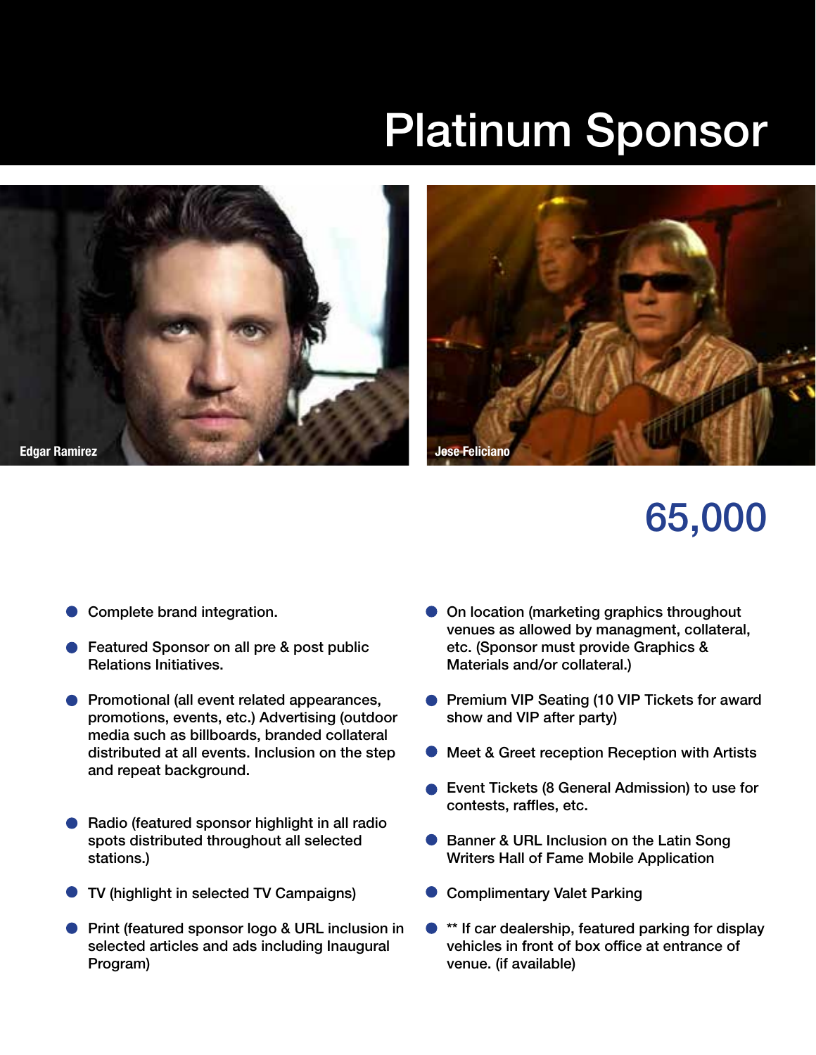# Platinum Sponsor

Edgar Ramirez

Jose Feliciano

## 65,000

- Complete brand integration.
- Featured Sponsor on all pre & post public Relations Initiatives.
- Promotional (all event related appearances, promotions, events, etc.) Advertising (outdoor media such as billboards, branded collateral distributed at all events. Inclusion on the step and repeat background.
- Radio (featured sponsor highlight in all radio spots distributed throughout all selected stations.)
- TV (highlight in selected TV Campaigns)
- Print (featured sponsor logo & URL inclusion in selected articles and ads including Inaugural Program)
- On location (marketing graphics throughout venues as allowed by managment, collateral, etc. (Sponsor must provide Graphics & Materials and/or collateral.)
- Premium VIP Seating (10 VIP Tickets for award show and VIP after party)
- Meet & Greet reception Reception with Artists
- Event Tickets (8 General Admission) to use for contests, raffles, etc.
- Banner & URL Inclusion on the Latin Song Writers Hall of Fame Mobile Application
- Complimentary Valet Parking
- ** If car dealership, featured parking for display vehicles in front of box office at entrance of venue. (if available)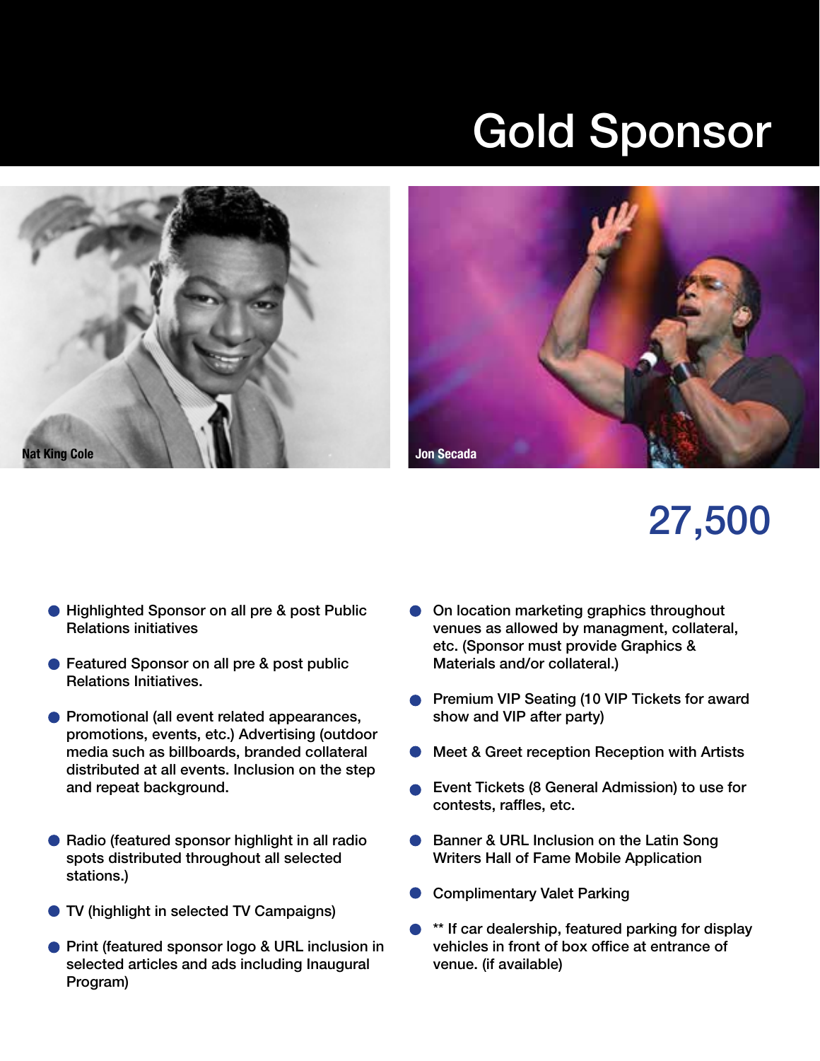# Gold Sponsor

Nat King Cole

Jon Secada

## 27,500

- Highlighted Sponsor on all pre & post Public Relations initiatives
- Featured Sponsor on all pre & post public Relations Initiatives.
- Promotional (all event related appearances, promotions, events, etc.) Advertising (outdoor media such as billboards, branded collateral distributed at all events. Inclusion on the step and repeat background.
- Radio (featured sponsor highlight in all radio spots distributed throughout all selected stations.)
- TV (highlight in selected TV Campaigns)
- Print (featured sponsor logo & URL inclusion in selected articles and ads including Inaugural Program)
- On location marketing graphics throughout venues as allowed by managment, collateral, etc. (Sponsor must provide Graphics & Materials and/or collateral.)
- Premium VIP Seating (10 VIP Tickets for award show and VIP after party)
- Meet & Greet reception Reception with Artists
- Event Tickets (8 General Admission) to use for contests, raffles, etc.
- Banner & URL Inclusion on the Latin Song Writers Hall of Fame Mobile Application
- Complimentary Valet Parking
- ** If car dealership, featured parking for display vehicles in front of box office at entrance of venue. (if available)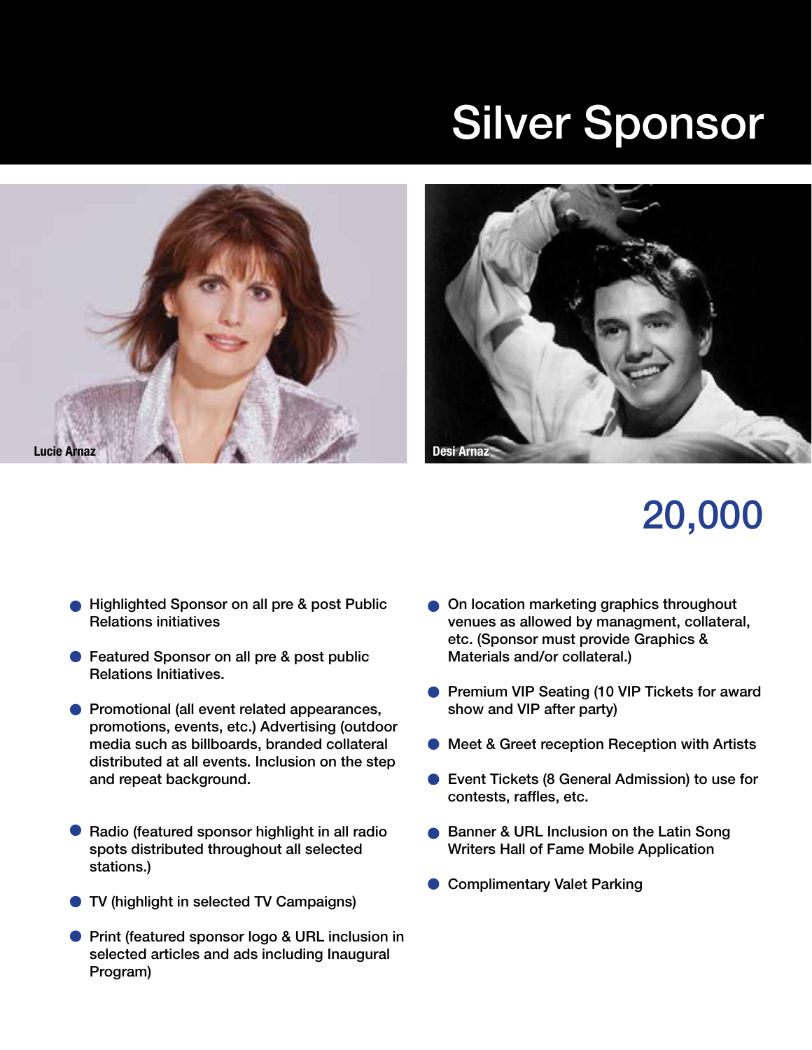# Silver Sponsor

Lucie Arnaz

Desi Arnaz

## 20,000

- Highlighted Sponsor on all pre & post Public Relations initiatives
- Featured Sponsor on all pre & post public Relations Initiatives.
- Promotional (all event related appearances, promotions, events, etc.) Advertising (outdoor media such as billboards, branded collateral distributed at all events. Inclusion on the step and repeat background.
- Radio (featured sponsor highlight in all radio spots distributed throughout all selected stations.)
- TV (highlight in selected TV Campaigns)
- Print (featured sponsor logo & URL inclusion in selected articles and ads including Inaugural Program)
- On location marketing graphics throughout venues as allowed by managment, collateral, etc. (Sponsor must provide Graphics & Materials and/or collateral.)
- Premium VIP Seating (10 VIP Tickets for award show and VIP after party)
- Meet & Greet reception Reception with Artists
- Event Tickets (8 General Admission) to use for contests, raffles, etc.
- Banner & URL Inclusion on the Latin Song Writers Hall of Fame Mobile Application
- Complimentary Valet Parking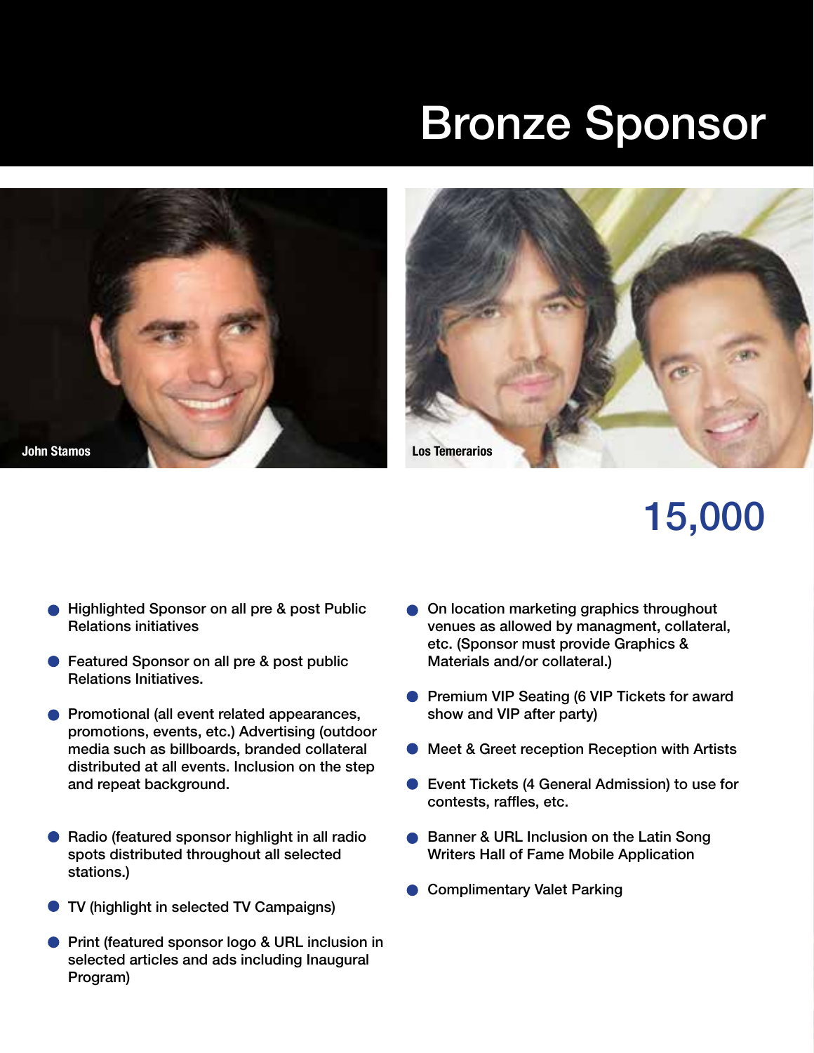# Bronze Sponsor

John Stamos

Los Temerarios

## 15,000

- Highlighted Sponsor on all pre & post Public Relations initiatives
- Featured Sponsor on all pre & post public Relations Initiatives.
- Promotional (all event related appearances, promotions, events, etc.) Advertising (outdoor media such as billboards, branded collateral distributed at all events. Inclusion on the step and repeat background.
- Radio (featured sponsor highlight in all radio spots distributed throughout all selected stations.)
- TV (highlight in selected TV Campaigns)
- Print (featured sponsor logo & URL inclusion in selected articles and ads including Inaugural Program)
- On location marketing graphics throughout venues as allowed by managment, collateral, etc. (Sponsor must provide Graphics & Materials and/or collateral.)
- Premium VIP Seating (6 VIP Tickets for award show and VIP after party)
- Meet & Greet reception Reception with Artists
- Event Tickets (4 General Admission) to use for contests, raffles, etc.
- Banner & URL Inclusion on the Latin Song Writers Hall of Fame Mobile Application
- Complimentary Valet Parking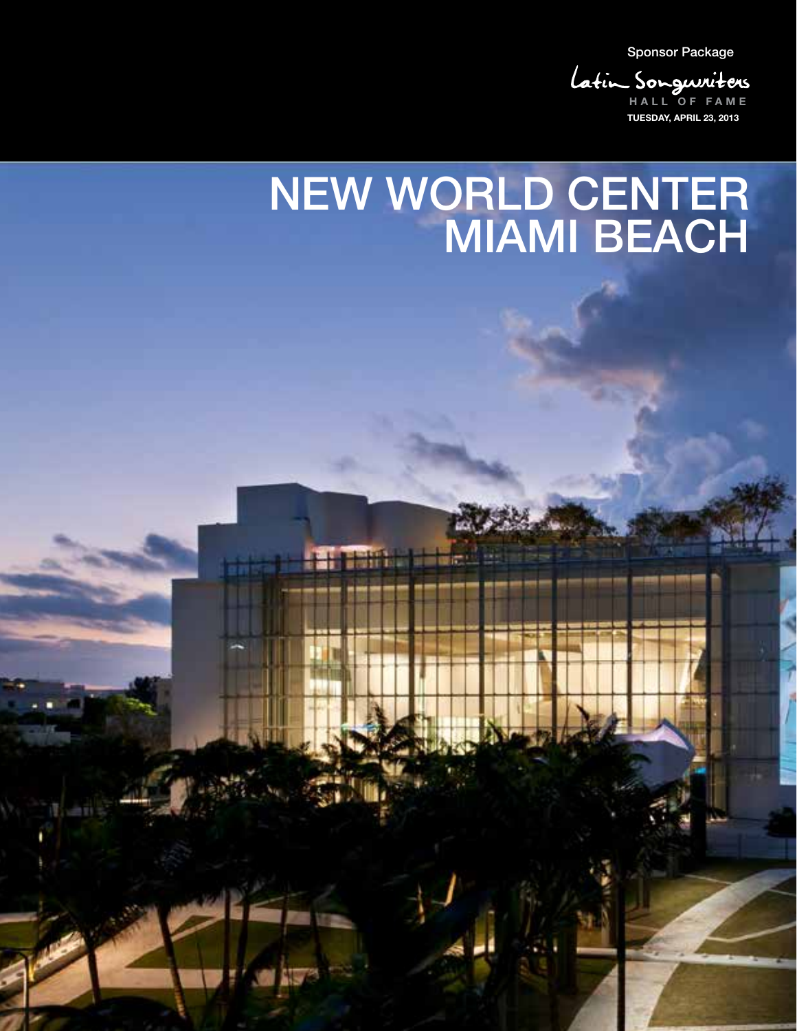Sponsor Package

Latin Songwriters

HALL OF FAME

TUESDAY, APRIL 23, 2013

# NEW WORLD CENTER MIAMI BEACH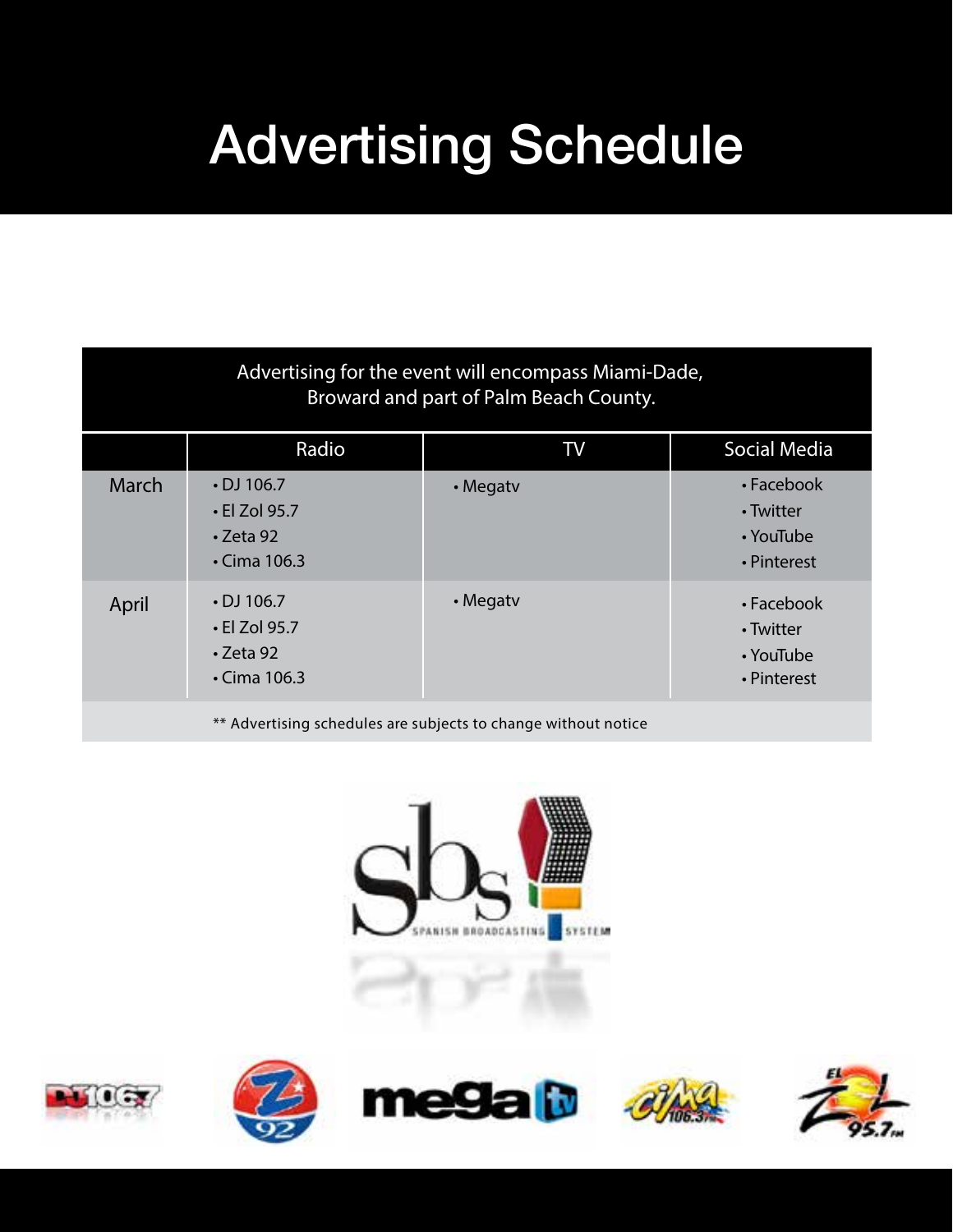# Advertising Schedule

| Advertising for the event will encompass Miami-Dade, Broward and part of Palm Beach County. | | | |
|---|---|---|---|
| | Radio | TV | Social Media |
| March | • DJ 106.7<br>• El Zol 95.7<br>• Zeta 92<br>• Cima 106.3 | • Megatv | • Facebook<br>• Twitter<br>• YouTube<br>• Pinterest |
| April | • DJ 106.7<br>• El Zol 95.7<br>• Zeta 92<br>• Cima 106.3 | • Megatv | • Facebook<br>• Twitter<br>• YouTube<br>• Pinterest |

** Advertising schedules are subjects to change without notice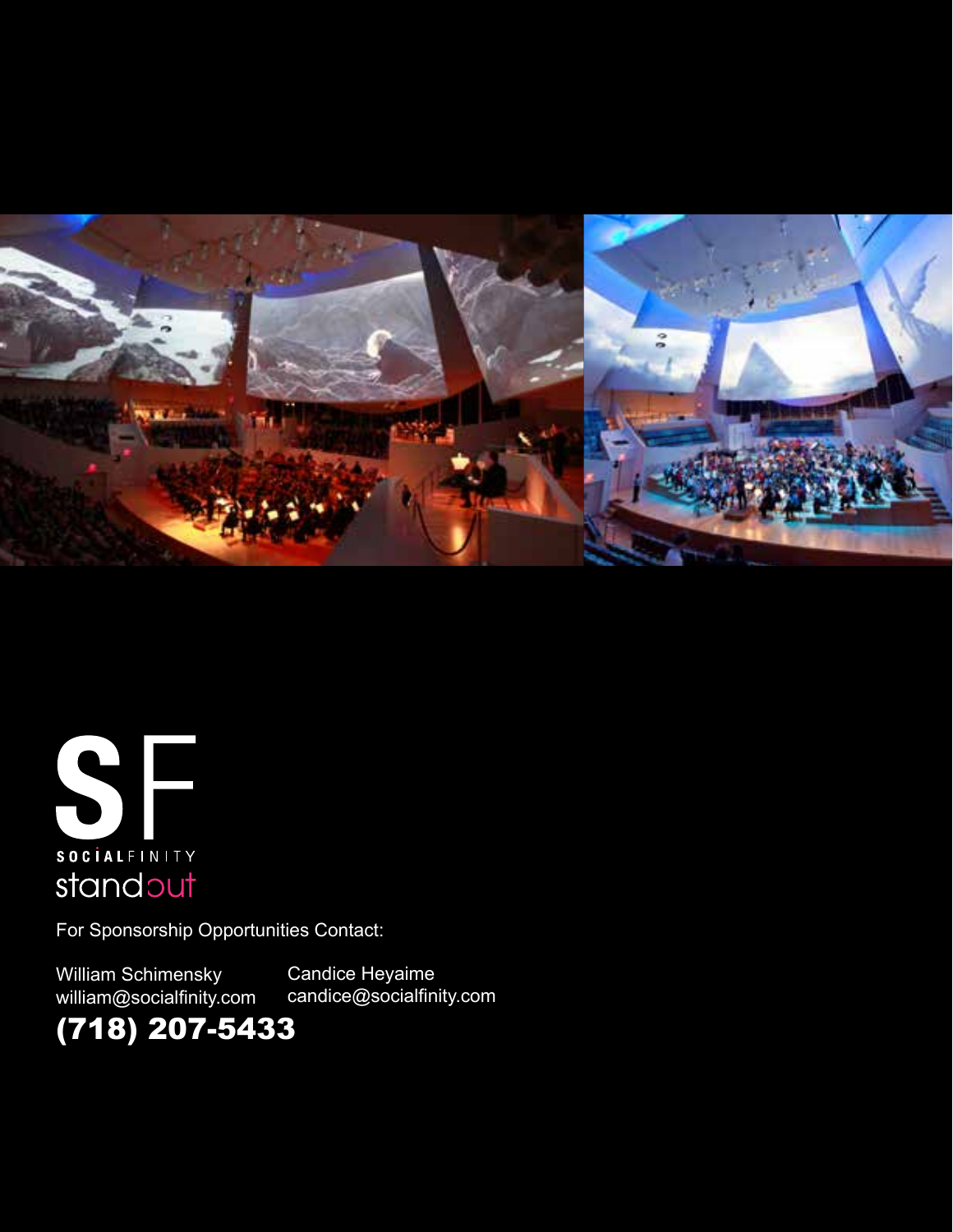SF

SOCIALFINITY

standout

For Sponsorship Opportunities Contact:

William Schimensky
william@socialfinity.com

Candice Heyaime
candice@socialfinity.com

**(718) 207-5433**